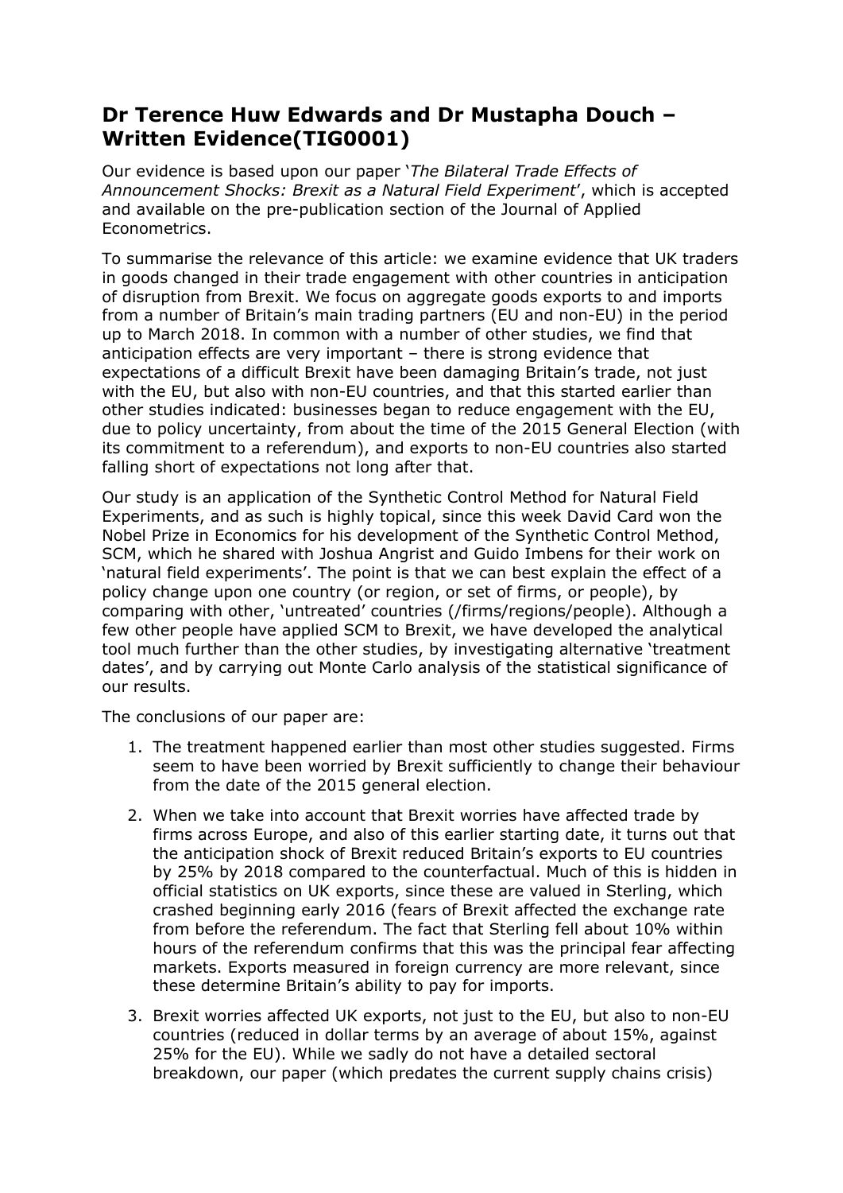## Dr Terence Huw Edwards and Dr Mustapha Douch – Written Evidence(TIG0001)

Our evidence is based upon our paper '*The Bilateral Trade Effects of Announcement Shocks: Brexit as a Natural Field Experiment*', which is accepted and available on the pre-publication section of the Journal of Applied Econometrics.

To summarise the relevance of this article: we examine evidence that UK traders in goods changed in their trade engagement with other countries in anticipation of disruption from Brexit. We focus on aggregate goods exports to and imports from a number of Britain's main trading partners (EU and non-EU) in the period up to March 2018. In common with a number of other studies, we find that anticipation effects are very important – there is strong evidence that expectations of a difficult Brexit have been damaging Britain's trade, not just with the EU, but also with non-EU countries, and that this started earlier than other studies indicated: businesses began to reduce engagement with the EU, due to policy uncertainty, from about the time of the 2015 General Election (with its commitment to a referendum), and exports to non-EU countries also started falling short of expectations not long after that.

Our study is an application of the Synthetic Control Method for Natural Field Experiments, and as such is highly topical, since this week David Card won the Nobel Prize in Economics for his development of the Synthetic Control Method, SCM, which he shared with Joshua Angrist and Guido Imbens for their work on 'natural field experiments'. The point is that we can best explain the effect of a policy change upon one country (or region, or set of firms, or people), by comparing with other, 'untreated' countries (/firms/regions/people). Although a few other people have applied SCM to Brexit, we have developed the analytical tool much further than the other studies, by investigating alternative 'treatment dates', and by carrying out Monte Carlo analysis of the statistical significance of our results.

The conclusions of our paper are:

1. The treatment happened earlier than most other studies suggested. Firms seem to have been worried by Brexit sufficiently to change their behaviour from the date of the 2015 general election.
2. When we take into account that Brexit worries have affected trade by firms across Europe, and also of this earlier starting date, it turns out that the anticipation shock of Brexit reduced Britain's exports to EU countries by 25% by 2018 compared to the counterfactual. Much of this is hidden in official statistics on UK exports, since these are valued in Sterling, which crashed beginning early 2016 (fears of Brexit affected the exchange rate from before the referendum. The fact that Sterling fell about 10% within hours of the referendum confirms that this was the principal fear affecting markets. Exports measured in foreign currency are more relevant, since these determine Britain's ability to pay for imports.
3. Brexit worries affected UK exports, not just to the EU, but also to non-EU countries (reduced in dollar terms by an average of about 15%, against 25% for the EU). While we sadly do not have a detailed sectoral breakdown, our paper (which predates the current supply chains crisis)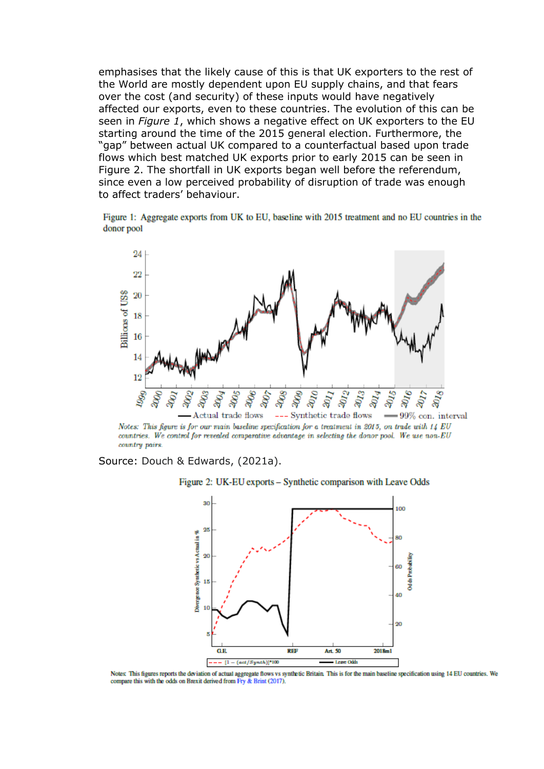emphasises that the likely cause of this is that UK exporters to the rest of the World are mostly dependent upon EU supply chains, and that fears over the cost (and security) of these inputs would have negatively affected our exports, even to these countries. The evolution of this can be seen in *Figure 1*, which shows a negative effect on UK exporters to the EU starting around the time of the 2015 general election. Furthermore, the "gap" between actual UK compared to a counterfactual based upon trade flows which best matched UK exports prior to early 2015 can be seen in Figure 2. The shortfall in UK exports began well before the referendum, since even a low perceived probability of disruption of trade was enough to affect traders' behaviour.

Figure 1: Aggregate exports from UK to EU, baseline with 2015 treatment and no EU countries in the donor pool

*Notes: This figure is for our main baseline specification for a treatment in 2015, on trade with 14 EU countries. We control for revealed comparative advantage in selecting the donor pool. We use non-EU country pairs.*

Source: Douch & Edwards, (2021a).

Figure 2: UK-EU exports – Synthetic comparison with Leave Odds

Notes: This figures reports the deviation of actual aggregate flows vs synthetic Britain. This is for the main baseline specification using 14 EU countries. We compare this with the odds on Brexit derived from Fry & Brint (2017).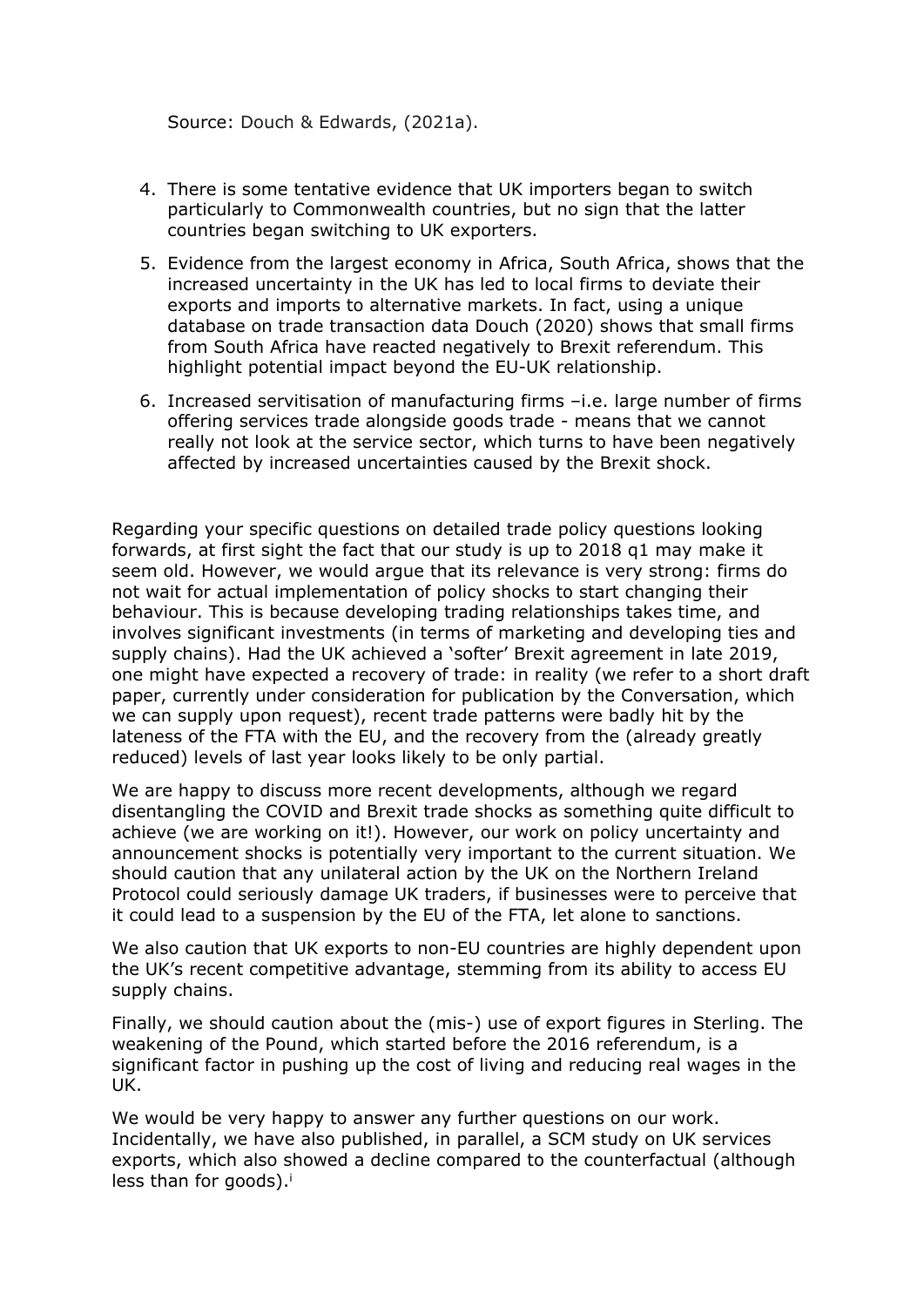Source: Douch & Edwards, (2021a).

4. There is some tentative evidence that UK importers began to switch particularly to Commonwealth countries, but no sign that the latter countries began switching to UK exporters.
5. Evidence from the largest economy in Africa, South Africa, shows that the increased uncertainty in the UK has led to local firms to deviate their exports and imports to alternative markets. In fact, using a unique database on trade transaction data Douch (2020) shows that small firms from South Africa have reacted negatively to Brexit referendum. This highlight potential impact beyond the EU-UK relationship.
6. Increased servitisation of manufacturing firms –i.e. large number of firms offering services trade alongside goods trade - means that we cannot really not look at the service sector, which turns to have been negatively affected by increased uncertainties caused by the Brexit shock.

Regarding your specific questions on detailed trade policy questions looking forwards, at first sight the fact that our study is up to 2018 q1 may make it seem old. However, we would argue that its relevance is very strong: firms do not wait for actual implementation of policy shocks to start changing their behaviour. This is because developing trading relationships takes time, and involves significant investments (in terms of marketing and developing ties and supply chains). Had the UK achieved a 'softer' Brexit agreement in late 2019, one might have expected a recovery of trade: in reality (we refer to a short draft paper, currently under consideration for publication by the Conversation, which we can supply upon request), recent trade patterns were badly hit by the lateness of the FTA with the EU, and the recovery from the (already greatly reduced) levels of last year looks likely to be only partial.

We are happy to discuss more recent developments, although we regard disentangling the COVID and Brexit trade shocks as something quite difficult to achieve (we are working on it!). However, our work on policy uncertainty and announcement shocks is potentially very important to the current situation. We should caution that any unilateral action by the UK on the Northern Ireland Protocol could seriously damage UK traders, if businesses were to perceive that it could lead to a suspension by the EU of the FTA, let alone to sanctions.

We also caution that UK exports to non-EU countries are highly dependent upon the UK's recent competitive advantage, stemming from its ability to access EU supply chains.

Finally, we should caution about the (mis-) use of export figures in Sterling. The weakening of the Pound, which started before the 2016 referendum, is a significant factor in pushing up the cost of living and reducing real wages in the UK.

We would be very happy to answer any further questions on our work. Incidentally, we have also published, in parallel, a SCM study on UK services exports, which also showed a decline compared to the counterfactual (although less than for goods).[i]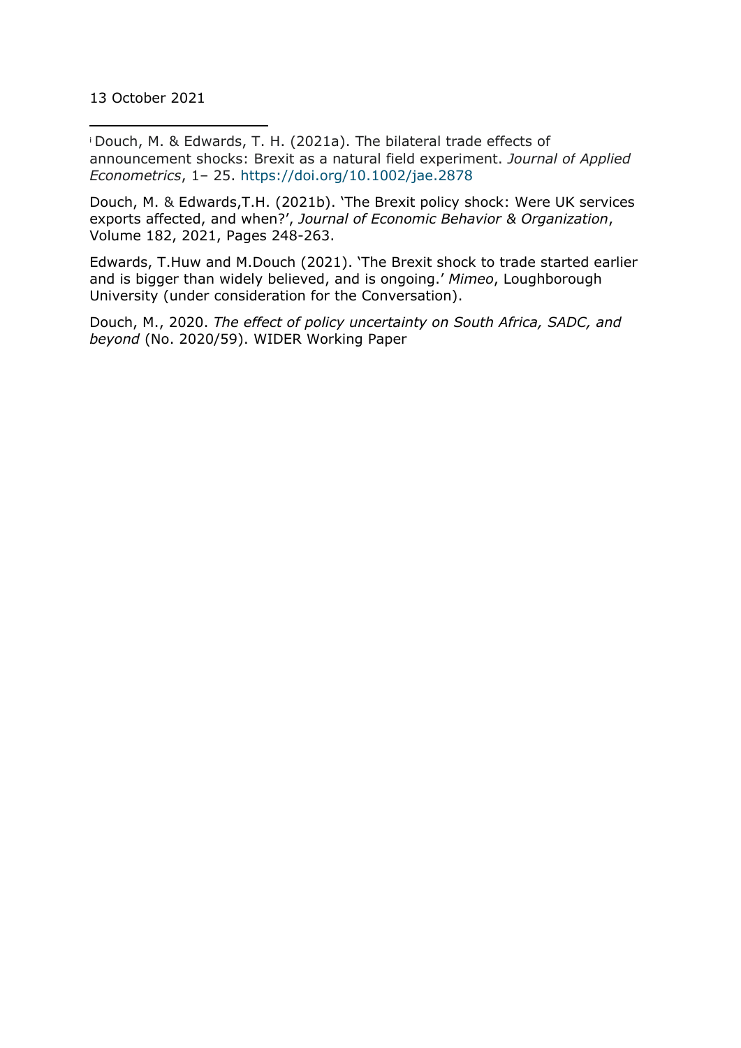13 October 2021

---

[i] Douch, M. & Edwards, T. H. (2021a). The bilateral trade effects of announcement shocks: Brexit as a natural field experiment. *Journal of Applied Econometrics*, 1– 25. https://doi.org/10.1002/jae.2878

Douch, M. & Edwards,T.H. (2021b). 'The Brexit policy shock: Were UK services exports affected, and when?', *Journal of Economic Behavior & Organization*, Volume 182, 2021, Pages 248-263.

Edwards, T.Huw and M.Douch (2021). 'The Brexit shock to trade started earlier and is bigger than widely believed, and is ongoing.' *Mimeo*, Loughborough University (under consideration for the Conversation).

Douch, M., 2020. *The effect of policy uncertainty on South Africa, SADC, and beyond* (No. 2020/59). WIDER Working Paper